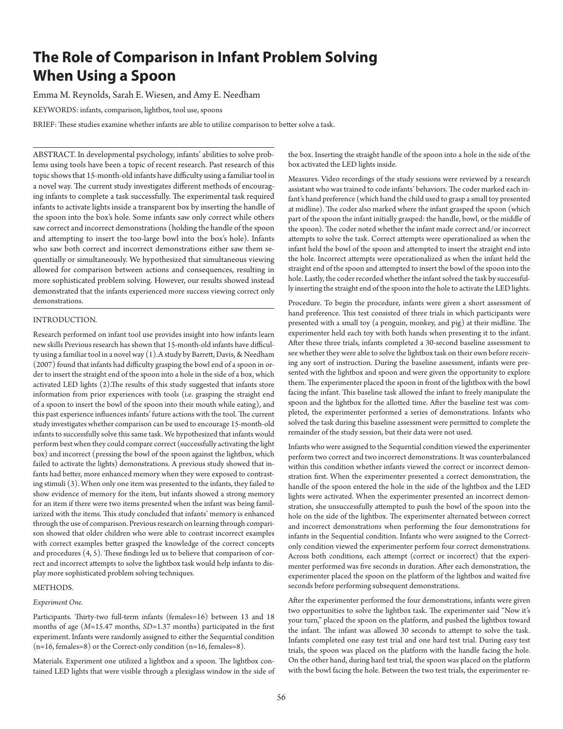# The Role of Comparison in Infant Problem Solving When Using a Spoon

Emma M. Reynolds, Sarah E. Wiesen, and Amy E. Needham

KEYWORDS: infants, comparison, lightbox, tool use, spoons

BRIEF: These studies examine whether infants are able to utilize comparison to better solve a task.

ABSTRACT. In developmental psychology, infants' abilities to solve problems using tools have been a topic of recent research. Past research of this topic shows that 15-month-old infants have difficulty using a familiar tool in a novel way. The current study investigates different methods of encouraging infants to complete a task successfully. The experimental task required infants to activate lights inside a transparent box by inserting the handle of the spoon into the box's hole. Some infants saw only correct while others saw correct and incorrect demonstrations (holding the handle of the spoon and attempting to insert the too-large bowl into the box's hole). Infants who saw both correct and incorrect demonstrations either saw them sequentially or simultaneously. We hypothesized that simultaneous viewing allowed for comparison between actions and consequences, resulting in more sophisticated problem solving. However, our results showed instead demonstrated that the infants experienced more success viewing correct only demonstrations.

## INTRODUCTION.

Research performed on infant tool use provides insight into how infants learn new skills Previous research has shown that 15-month-old infants have difficulty using a familiar tool in a novel way (1).A study by Barrett, Davis, & Needham (2007) found that infants had difficulty grasping the bowl end of a spoon in order to insert the straight end of the spoon into a hole in the side of a box, which activated LED lights (2).The results of this study suggested that infants store information from prior experiences with tools (i.e. grasping the straight end of a spoon to insert the bowl of the spoon into their mouth while eating), and this past experience influences infants' future actions with the tool. The current study investigates whether comparison can be used to encourage 15-month-old infants to successfully solve this same task. We hypothesized that infants would perform best when they could compare correct (successfully activating the light box) and incorrect (pressing the bowl of the spoon against the lightbox, which failed to activate the lights) demonstrations. A previous study showed that infants had better, more enhanced memory when they were exposed to contrasting stimuli (3). When only one item was presented to the infants, they failed to show evidence of memory for the item, but infants showed a strong memory for an item if there were two items presented when the infant was being familiarized with the items. This study concluded that infants' memory is enhanced through the use of comparison. Previous research on learning through comparison showed that older children who were able to contrast incorrect examples with correct examples better grasped the knowledge of the correct concepts and procedures (4, 5). These findings led us to believe that comparison of correct and incorrect attempts to solve the lightbox task would help infants to display more sophisticated problem solving techniques.

## METHODS.

### *Experiment One.*

Participants. Thirty-two full-term infants (females=16) between 13 and 18 months of age ($M$=15.47 months, $SD$=1.37 months) participated in the first experiment. Infants were randomly assigned to either the Sequential condition (n=16, females=8) or the Correct-only condition (n=16, females=8).

Materials. Experiment one utilized a lightbox and a spoon. The lightbox contained LED lights that were visible through a plexiglass window in the side of the box. Inserting the straight handle of the spoon into a hole in the side of the box activated the LED lights inside.

Measures. Video recordings of the study sessions were reviewed by a research assistant who was trained to code infants' behaviors. The coder marked each infant's hand preference (which hand the child used to grasp a small toy presented at midline). The coder also marked where the infant grasped the spoon (which part of the spoon the infant initially grasped: the handle, bowl, or the middle of the spoon). The coder noted whether the infant made correct and/or incorrect attempts to solve the task. Correct attempts were operationalized as when the infant held the bowl of the spoon and attempted to insert the straight end into the hole. Incorrect attempts were operationalized as when the infant held the straight end of the spoon and attempted to insert the bowl of the spoon into the hole. Lastly, the coder recorded whether the infant solved the task by successfully inserting the straight end of the spoon into the hole to activate the LED lights.

Procedure. To begin the procedure, infants were given a short assessment of hand preference. This test consisted of three trials in which participants were presented with a small toy (a penguin, monkey, and pig) at their midline. The experimenter held each toy with both hands when presenting it to the infant. After these three trials, infants completed a 30-second baseline assessment to see whether they were able to solve the lightbox task on their own before receiving any sort of instruction. During the baseline assessment, infants were presented with the lightbox and spoon and were given the opportunity to explore them. The experimenter placed the spoon in front of the lightbox with the bowl facing the infant. This baseline task allowed the infant to freely manipulate the spoon and the lightbox for the allotted time. After the baseline test was completed, the experimenter performed a series of demonstrations. Infants who solved the task during this baseline assessment were permitted to complete the remainder of the study session, but their data were not used.

Infants who were assigned to the Sequential condition viewed the experimenter perform two correct and two incorrect demonstrations. It was counterbalanced within this condition whether infants viewed the correct or incorrect demonstration first. When the experimenter presented a correct demonstration, the handle of the spoon entered the hole in the side of the lightbox and the LED lights were activated. When the experimenter presented an incorrect demonstration, she unsuccessfully attempted to push the bowl of the spoon into the hole on the side of the lightbox. The experimenter alternated between correct and incorrect demonstrations when performing the four demonstrations for infants in the Sequential condition. Infants who were assigned to the Correct-only condition viewed the experimenter perform four correct demonstrations. Across both conditions, each attempt (correct or incorrect) that the experimenter performed was five seconds in duration. After each demonstration, the experimenter placed the spoon on the platform of the lightbox and waited five seconds before performing subsequent demonstrations.

After the experimenter performed the four demonstrations, infants were given two opportunities to solve the lightbox task. The experimenter said "Now it's your turn," placed the spoon on the platform, and pushed the lightbox toward the infant. The infant was allowed 30 seconds to attempt to solve the task. Infants completed one easy test trial and one hard test trial. During easy test trials, the spoon was placed on the platform with the handle facing the hole. On the other hand, during hard test trial, the spoon was placed on the platform with the bowl facing the hole. Between the two test trials, the experimenter re-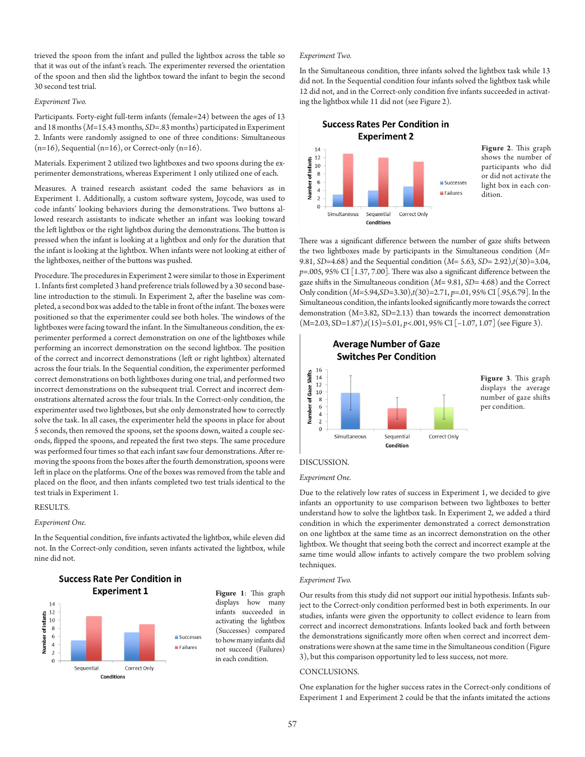trieved the spoon from the infant and pulled the lightbox across the table so that it was out of the infant's reach. The experimenter reversed the orientation of the spoon and then slid the lightbox toward the infant to begin the second 30 second test trial.

*Experiment Two.*

Participants. Forty-eight full-term infants (female=24) between the ages of 13 and 18 months ($M$=15.43 months, $SD$=.83 months) participated in Experiment 2. Infants were randomly assigned to one of three conditions: Simultaneous (n=16), Sequential (n=16), or Correct-only (n=16).

Materials. Experiment 2 utilized two lightboxes and two spoons during the experimenter demonstrations, whereas Experiment 1 only utilized one of each.

Measures. A trained research assistant coded the same behaviors as in Experiment 1. Additionally, a custom software system, Joycode, was used to code infants' looking behaviors during the demonstrations. Two buttons allowed research assistants to indicate whether an infant was looking toward the left lightbox or the right lightbox during the demonstrations. The button is pressed when the infant is looking at a lightbox and only for the duration that the infant is looking at the lightbox. When infants were not looking at either of the lightboxes, neither of the buttons was pushed.

Procedure. The procedures in Experiment 2 were similar to those in Experiment 1. Infants first completed 3 hand preference trials followed by a 30 second baseline introduction to the stimuli. In Experiment 2, after the baseline was completed, a second box was added to the table in front of the infant. The boxes were positioned so that the experimenter could see both holes. The windows of the lightboxes were facing toward the infant. In the Simultaneous condition, the experimenter performed a correct demonstration on one of the lightboxes while performing an incorrect demonstration on the second lightbox. The position of the correct and incorrect demonstrations (left or right lightbox) alternated across the four trials. In the Sequential condition, the experimenter performed correct demonstrations on both lightboxes during one trial, and performed two incorrect demonstrations on the subsequent trial. Correct and incorrect demonstrations alternated across the four trials. In the Correct-only condition, the experimenter used two lightboxes, but she only demonstrated how to correctly solve the task. In all cases, the experimenter held the spoons in place for about 5 seconds, then removed the spoons, set the spoons down, waited a couple seconds, flipped the spoons, and repeated the first two steps. The same procedure was performed four times so that each infant saw four demonstrations. After removing the spoons from the boxes after the fourth demonstration, spoons were left in place on the platforms. One of the boxes was removed from the table and placed on the floor, and then infants completed two test trials identical to the test trials in Experiment 1.

RESULTS.

*Experiment One.*

In the Sequential condition, five infants activated the lightbox, while eleven did not. In the Correct-only condition, seven infants activated the lightbox, while nine did not.

**Success Rate Per Condition in Experiment 1**

| Conditions | Successes | Failures |
|---|---|---|
| Sequential | 5 | 11 |
| Correct Only | 7 | 9 |

**Figure 1**: This graph displays how many infants succeeded in activating the lightbox (Successes) compared to how many infants did not succeed (Failures) in each condition.

*Experiment Two.*

In the Simultaneous condition, three infants solved the lightbox task while 13 did not. In the Sequential condition four infants solved the lightbox task while 12 did not, and in the Correct-only condition five infants succeeded in activating the lightbox while 11 did not (see Figure 2).

**Success Rates Per Condition in Experiment 2**

| Conditions | Successes | Failures |
|---|---|---|
| Simultaneous | 3 | 13 |
| Sequential | 4 | 12 |
| Correct Only | 5 | 11 |

**Figure 2**. This graph shows the number of participants who did or did not activate the light box in each condition.

There was a significant difference between the number of gaze shifts between the two lightboxes made by participants in the Simultaneous condition ($M$= 9.81, $SD$=4.68) and the Sequential condition ($M$= 5.63, $SD$= 2.92),$t(30)$=3.04, $p$=.005, 95% CI [1.37, 7.00]. There was also a significant difference between the gaze shifts in the Simultaneous condition ($M$= 9.81, $SD$= 4.68) and the Correct Only condition ($M$=5.94,$SD$=3.30),$t(30)$=2.71, $p$=.01, 95% CI [.95,6.79]. In the Simultaneous condition, the infants looked significantly more towards the correct demonstration (M=3.82, SD=2.13) than towards the incorrect demonstration (M=2.03, SD=1.87),$t(15)$=5.01, $p$<.001, 95% CI [−1.07, 1.07] (see Figure 3).

**Average Number of Gaze Switches Per Condition**

**Figure 3**. This graph displays the average number of gaze shifts per condition.

DISCUSSION.

*Experiment One.*

Due to the relatively low rates of success in Experiment 1, we decided to give infants an opportunity to use comparison between two lightboxes to better understand how to solve the lightbox task. In Experiment 2, we added a third condition in which the experimenter demonstrated a correct demonstration on one lightbox at the same time as an incorrect demonstration on the other lightbox. We thought that seeing both the correct and incorrect example at the same time would allow infants to actively compare the two problem solving techniques.

*Experiment Two.*

Our results from this study did not support our initial hypothesis. Infants subject to the Correct-only condition performed best in both experiments. In our studies, infants were given the opportunity to collect evidence to learn from correct and incorrect demonstrations. Infants looked back and forth between the demonstrations significantly more often when correct and incorrect demonstrations were shown at the same time in the Simultaneous condition (Figure 3), but this comparison opportunity led to less success, not more.

CONCLUSIONS.

One explanation for the higher success rates in the Correct-only conditions of Experiment 1 and Experiment 2 could be that the infants imitated the actions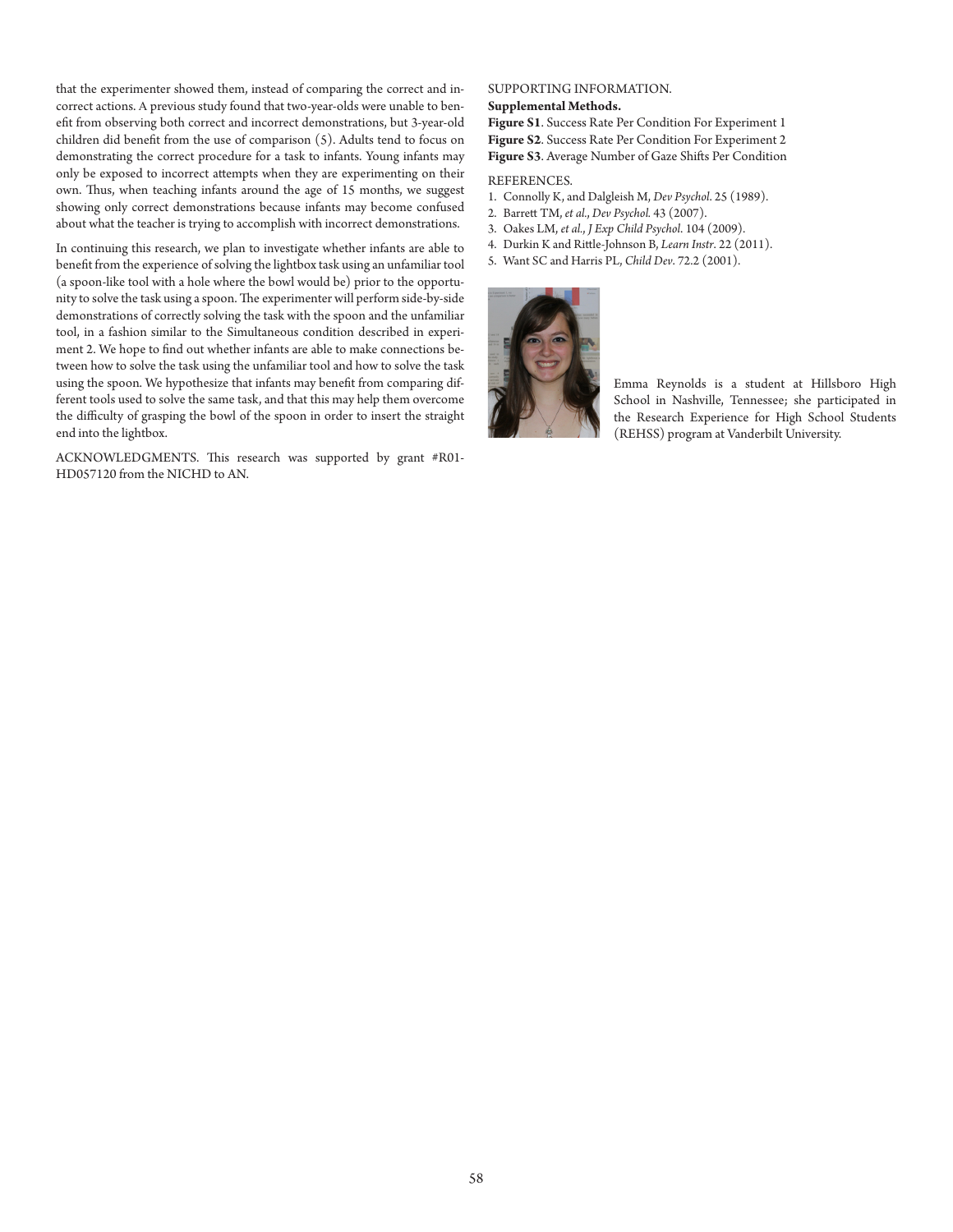that the experimenter showed them, instead of comparing the correct and incorrect actions. A previous study found that two-year-olds were unable to benefit from observing both correct and incorrect demonstrations, but 3-year-old children did benefit from the use of comparison (5). Adults tend to focus on demonstrating the correct procedure for a task to infants. Young infants may only be exposed to incorrect attempts when they are experimenting on their own. Thus, when teaching infants around the age of 15 months, we suggest showing only correct demonstrations because infants may become confused about what the teacher is trying to accomplish with incorrect demonstrations.

In continuing this research, we plan to investigate whether infants are able to benefit from the experience of solving the lightbox task using an unfamiliar tool (a spoon-like tool with a hole where the bowl would be) prior to the opportunity to solve the task using a spoon. The experimenter will perform side-by-side demonstrations of correctly solving the task with the spoon and the unfamiliar tool, in a fashion similar to the Simultaneous condition described in experiment 2. We hope to find out whether infants are able to make connections between how to solve the task using the unfamiliar tool and how to solve the task using the spoon. We hypothesize that infants may benefit from comparing different tools used to solve the same task, and that this may help them overcome the difficulty of grasping the bowl of the spoon in order to insert the straight end into the lightbox.

ACKNOWLEDGMENTS. This research was supported by grant #R01-HD057120 from the NICHD to AN.

SUPPORTING INFORMATION.

**Supplemental Methods.**

**Figure S1**. Success Rate Per Condition For Experiment 1

**Figure S2**. Success Rate Per Condition For Experiment 2

**Figure S3**. Average Number of Gaze Shifts Per Condition

REFERENCES.

1. Connolly K, and Dalgleish M, *Dev Psychol*. 25 (1989).
2. Barrett TM, *et al.*, *Dev Psychol.* 43 (2007).
3. Oakes LM, *et al.*, *J Exp Child Psychol*. 104 (2009).
4. Durkin K and Rittle-Johnson B, *Learn Instr*. 22 (2011).
5. Want SC and Harris PL, *Child Dev*. 72.2 (2001).

Emma Reynolds is a student at Hillsboro High School in Nashville, Tennessee; she participated in the Research Experience for High School Students (REHSS) program at Vanderbilt University.